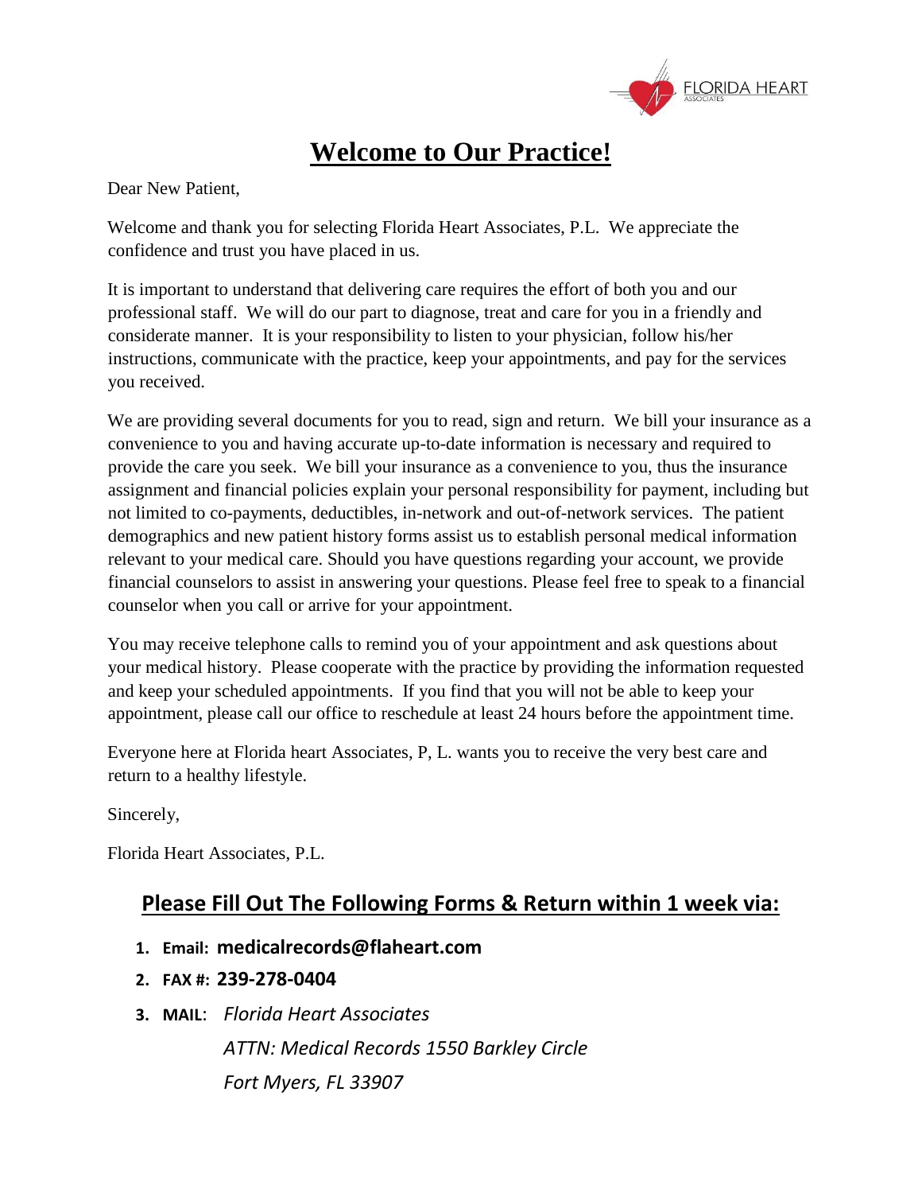FLORIDA HEART ASSOCIATES

# Welcome to Our Practice!

Dear New Patient,

Welcome and thank you for selecting Florida Heart Associates, P.L. We appreciate the confidence and trust you have placed in us.

It is important to understand that delivering care requires the effort of both you and our professional staff. We will do our part to diagnose, treat and care for you in a friendly and considerate manner. It is your responsibility to listen to your physician, follow his/her instructions, communicate with the practice, keep your appointments, and pay for the services you received.

We are providing several documents for you to read, sign and return. We bill your insurance as a convenience to you and having accurate up-to-date information is necessary and required to provide the care you seek. We bill your insurance as a convenience to you, thus the insurance assignment and financial policies explain your personal responsibility for payment, including but not limited to co-payments, deductibles, in-network and out-of-network services. The patient demographics and new patient history forms assist us to establish personal medical information relevant to your medical care. Should you have questions regarding your account, we provide financial counselors to assist in answering your questions. Please feel free to speak to a financial counselor when you call or arrive for your appointment.

You may receive telephone calls to remind you of your appointment and ask questions about your medical history. Please cooperate with the practice by providing the information requested and keep your scheduled appointments. If you find that you will not be able to keep your appointment, please call our office to reschedule at least 24 hours before the appointment time.

Everyone here at Florida heart Associates, P, L. wants you to receive the very best care and return to a healthy lifestyle.

Sincerely,

Florida Heart Associates, P.L.

## Please Fill Out The Following Forms & Return within 1 week via:

1. **Email: medicalrecords@flaheart.com**
2. **FAX #: 239-278-0404**
3. **MAIL**: *Florida Heart Associates*
   *ATTN: Medical Records 1550 Barkley Circle*
   *Fort Myers, FL 33907*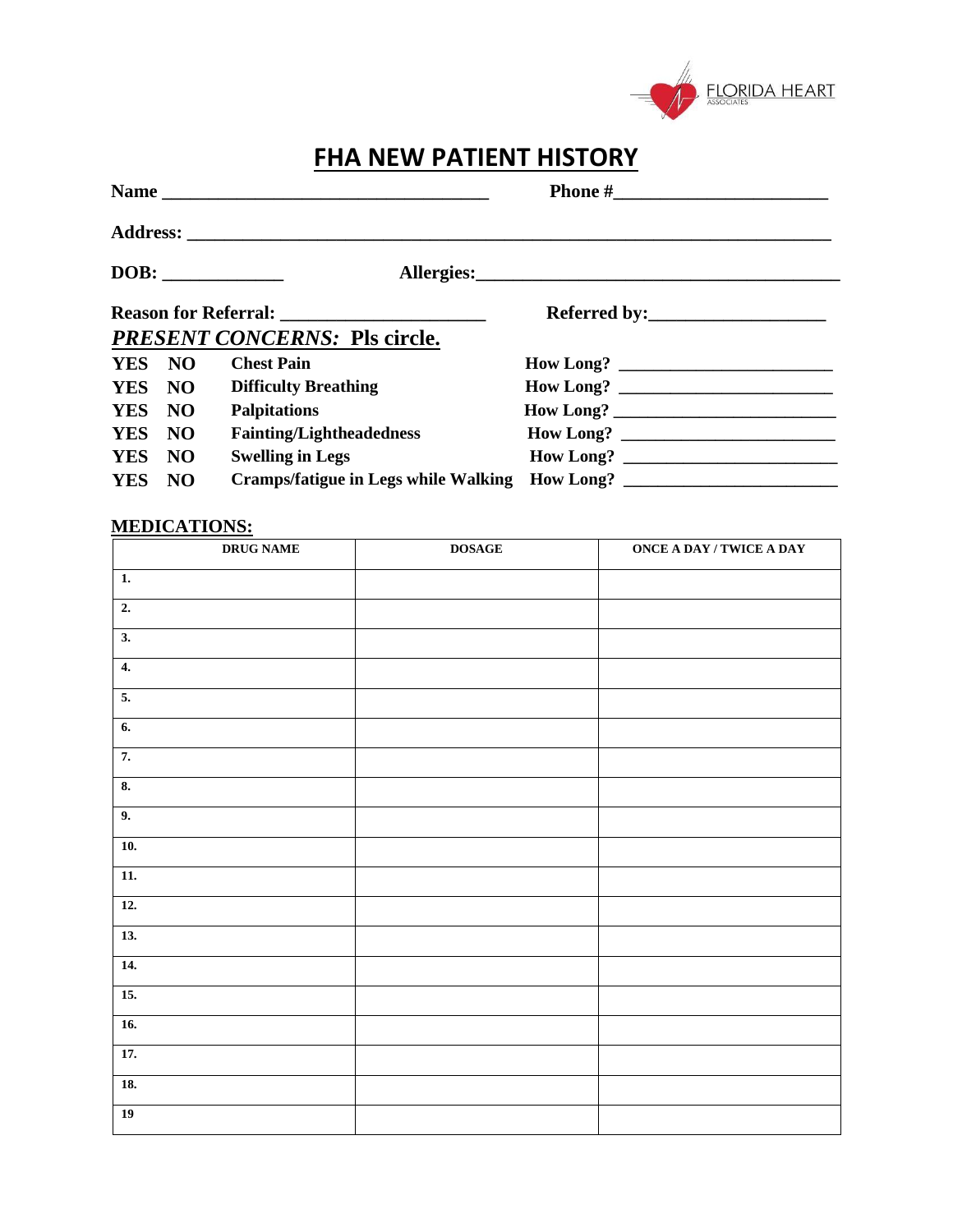FLORIDA HEART ASSOCIATES

# FHA NEW PATIENT HISTORY

**Name** ___________________________________ **Phone #**_______________________

**Address:** ______________________________________________________________________

**DOB:** _____________ **Allergies:**_________________________________________

**Reason for Referral:** _____________________ **Referred by:**___________________

***PRESENT CONCERNS:*** **Pls circle.**

| | | | |
|---|---|---|---|
| **YES** | **NO** | **Chest Pain** | **How Long?** ________________________ |
| **YES** | **NO** | **Difficulty Breathing** | **How Long?** ________________________ |
| **YES** | **NO** | **Palpitations** | **How Long?** ________________________ |
| **YES** | **NO** | **Fainting/Lightheadedness** | **How Long?** ________________________ |
| **YES** | **NO** | **Swelling in Legs** | **How Long?** ________________________ |
| **YES** | **NO** | **Cramps/fatigue in Legs while Walking** | **How Long?** ________________________ |

**MEDICATIONS:**

| DRUG NAME | DOSAGE | ONCE A DAY / TWICE A DAY |
|---|---|---|
| 1. | | |
| 2. | | |
| 3. | | |
| 4. | | |
| 5. | | |
| 6. | | |
| 7. | | |
| 8. | | |
| 9. | | |
| 10. | | |
| 11. | | |
| 12. | | |
| 13. | | |
| 14. | | |
| 15. | | |
| 16. | | |
| 17. | | |
| 18. | | |
| 19 | | |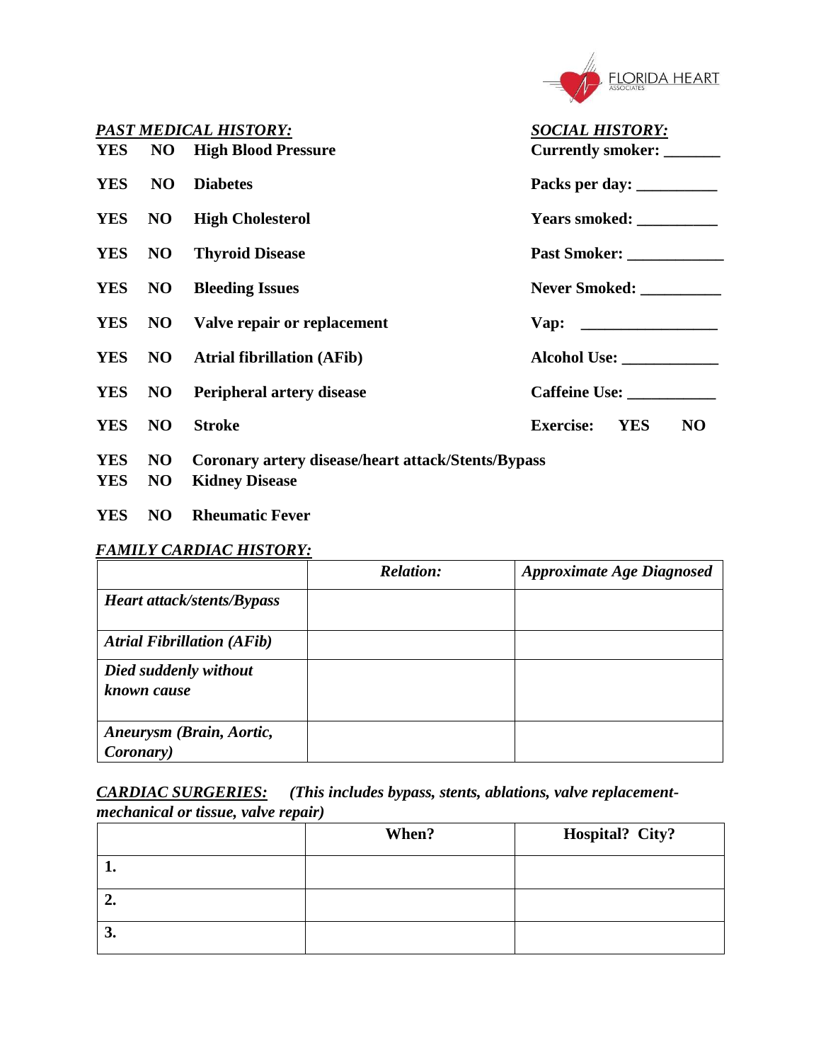**FLORIDA HEART ASSOCIATES**

***PAST MEDICAL HISTORY:***

**YES NO High Blood Pressure**

**YES NO Diabetes**

**YES NO High Cholesterol**

**YES NO Thyroid Disease**

**YES NO Bleeding Issues**

**YES NO Valve repair or replacement**

**YES NO Atrial fibrillation (AFib)**

**YES NO Peripheral artery disease**

**YES NO Stroke**

**YES NO Coronary artery disease/heart attack/Stents/Bypass**

**YES NO Kidney Disease**

**YES NO Rheumatic Fever**

***SOCIAL HISTORY:***

**Currently smoker:** _______

**Packs per day:** __________

**Years smoked:** __________

**Past Smoker:** ____________

**Never Smoked:** __________

**Vap:** _________________

**Alcohol Use:** ____________

**Caffeine Use:** ___________

**Exercise: YES NO**

***FAMILY CARDIAC HISTORY:***

| | ***Relation:*** | ***Approximate Age Diagnosed*** |
|---|---|---|
| ***Heart attack/stents/Bypass*** | | |
| ***Atrial Fibrillation (AFib)*** | | |
| ***Died suddenly without known cause*** | | |
| ***Aneurysm (Brain, Aortic, Coronary)*** | | |

***CARDIAC SURGERIES:*** ***(This includes bypass, stents, ablations, valve replacement-mechanical or tissue, valve repair)***

| | **When?** | **Hospital? City?** |
|---|---|---|
| **1.** | | |
| **2.** | | |
| **3.** | | |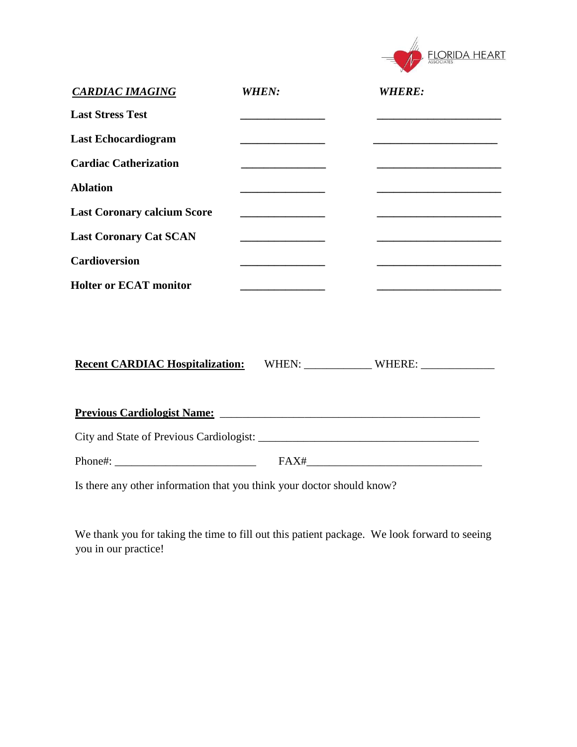| ***CARDIAC IMAGING*** | ***WHEN:*** | ***WHERE:*** |
|---|---|---|
| **Last Stress Test** | _______________ | ______________________ |
| **Last Echocardiogram** | _______________ | ______________________ |
| **Cardiac Catherization** | _______________ | ______________________ |
| **Ablation** | _______________ | ______________________ |
| **Last Coronary calcium Score** | _______________ | ______________________ |
| **Last Coronary Cat SCAN** | _______________ | ______________________ |
| **Cardioversion** | _______________ | ______________________ |
| **Holter or ECAT monitor** | _______________ | ______________________ |

**Recent CARDIAC Hospitalization:** WHEN: ____________ WHERE: _____________

**Previous Cardiologist Name:** _______________________________________________

City and State of Previous Cardiologist: ________________________________________

Phone#: _________________________ FAX#______________________________

Is there any other information that you think your doctor should know?

We thank you for taking the time to fill out this patient package. We look forward to seeing you in our practice!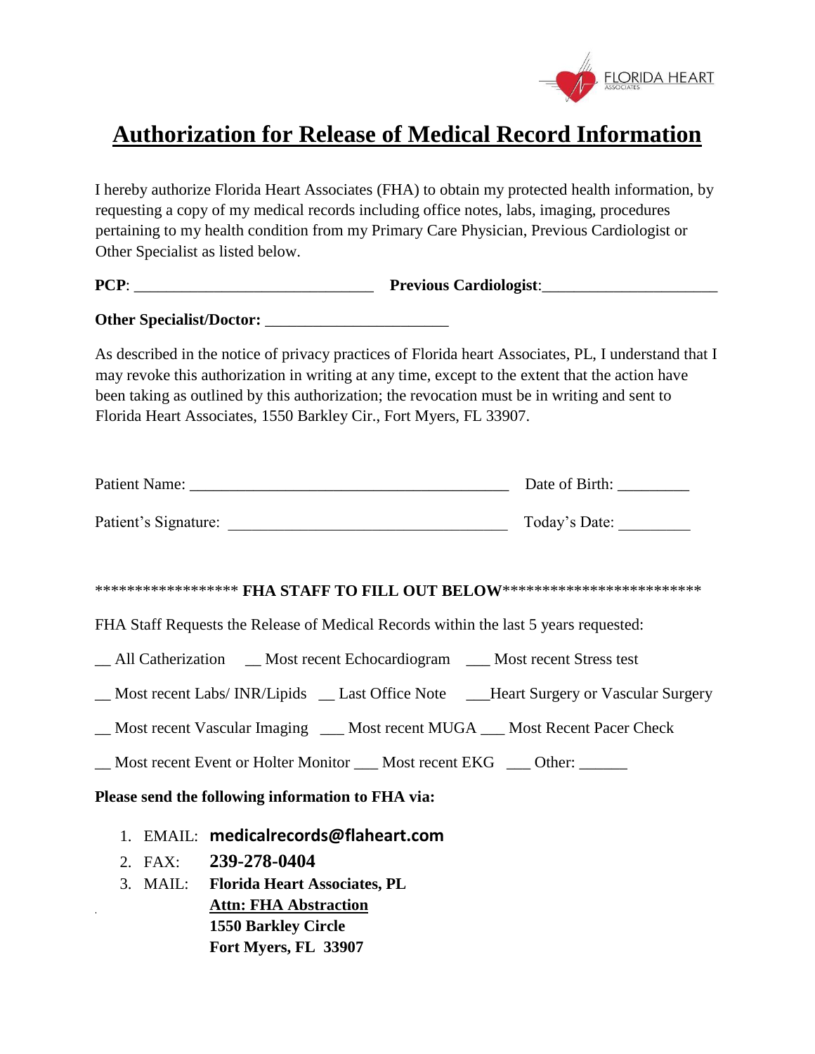FLORIDA HEART
ASSOCIATES

# Authorization for Release of Medical Record Information

I hereby authorize Florida Heart Associates (FHA) to obtain my protected health information, by requesting a copy of my medical records including office notes, labs, imaging, procedures pertaining to my health condition from my Primary Care Physician, Previous Cardiologist or Other Specialist as listed below.

**PCP**: ______________________________ **Previous Cardiologist**:______________________

**Other Specialist/Doctor:** ______________________

As described in the notice of privacy practices of Florida heart Associates, PL, I understand that I may revoke this authorization in writing at any time, except to the extent that the action have been taking as outlined by this authorization; the revocation must be in writing and sent to Florida Heart Associates, 1550 Barkley Cir., Fort Myers, FL 33907.

Patient Name: ________________________________________ Date of Birth: _________

Patient's Signature: __________________________________ Today's Date: _________

****************** **FHA STAFF TO FILL OUT BELOW**************************

FHA Staff Requests the Release of Medical Records within the last 5 years requested:

__ All Catherization __ Most recent Echocardiogram ___ Most recent Stress test

__ Most recent Labs/ INR/Lipids __ Last Office Note ___Heart Surgery or Vascular Surgery

__ Most recent Vascular Imaging ___ Most recent MUGA ___ Most Recent Pacer Check

__ Most recent Event or Holter Monitor ___ Most recent EKG ___ Other: ______

**Please send the following information to FHA via:**

1. EMAIL: **medicalrecords@flaheart.com**
2. FAX: **239-278-0404**
3. MAIL: **Florida Heart Associates, PL**
   **Attn: FHA Abstraction**
   **1550 Barkley Circle**
   **Fort Myers, FL 33907**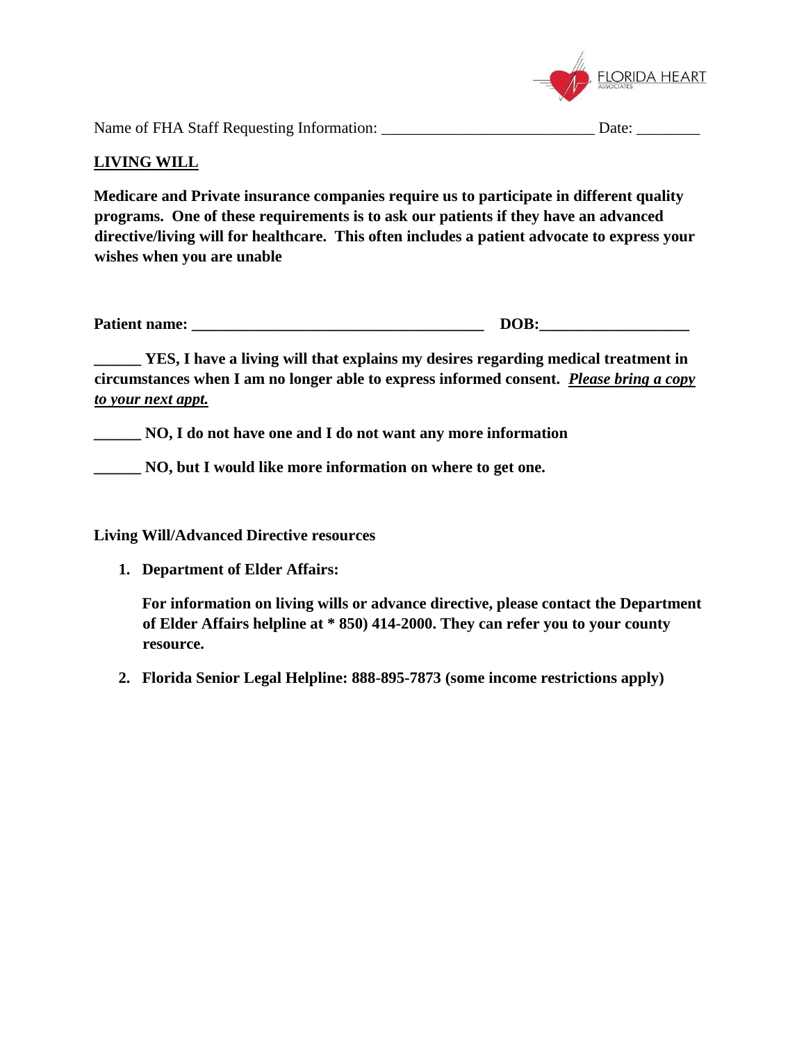Name of FHA Staff Requesting Information: ___________________________ Date: ________

## LIVING WILL

**Medicare and Private insurance companies require us to participate in different quality programs. One of these requirements is to ask our patients if they have an advanced directive/living will for healthcare. This often includes a patient advocate to express your wishes when you are unable**

**Patient name: ______________________________________ DOB:___________________**

**______ YES, I have a living will that explains my desires regarding medical treatment in circumstances when I am no longer able to express informed consent.** ***Please bring a copy to your next appt.***

**______ NO, I do not have one and I do not want any more information**

**______ NO, but I would like more information on where to get one.**

**Living Will/Advanced Directive resources**

1. **Department of Elder Affairs:**

   **For information on living wills or advance directive, please contact the Department of Elder Affairs helpline at * 850) 414-2000. They can refer you to your county resource.**

2. **Florida Senior Legal Helpline: 888-895-7873 (some income restrictions apply)**